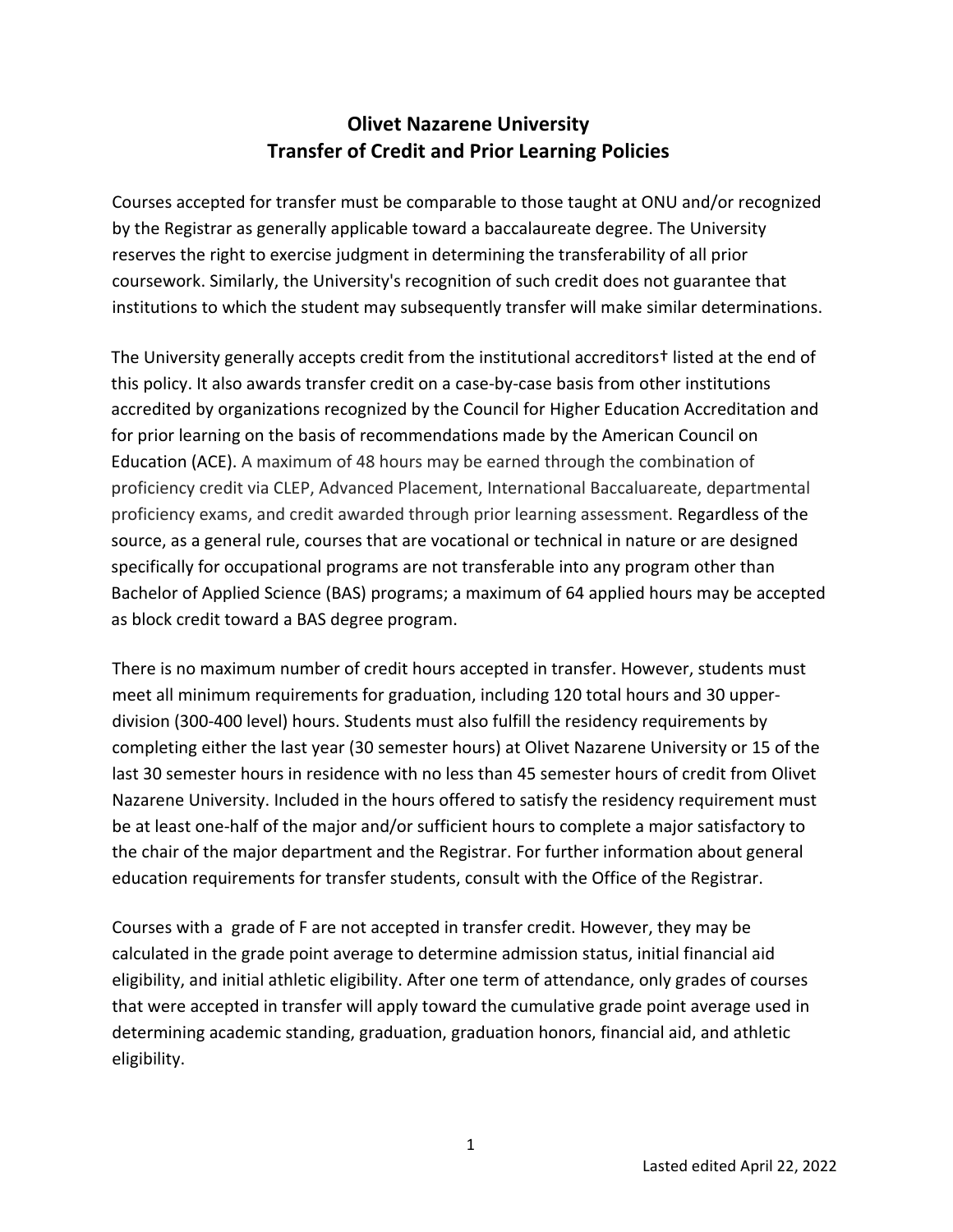# Olivet Nazarene University
# Transfer of Credit and Prior Learning Policies

Courses accepted for transfer must be comparable to those taught at ONU and/or recognized by the Registrar as generally applicable toward a baccalaureate degree. The University reserves the right to exercise judgment in determining the transferability of all prior coursework. Similarly, the University's recognition of such credit does not guarantee that institutions to which the student may subsequently transfer will make similar determinations.

The University generally accepts credit from the institutional accreditors† listed at the end of this policy. It also awards transfer credit on a case-by-case basis from other institutions accredited by organizations recognized by the Council for Higher Education Accreditation and for prior learning on the basis of recommendations made by the American Council on Education (ACE). A maximum of 48 hours may be earned through the combination of proficiency credit via CLEP, Advanced Placement, International Baccaluareate, departmental proficiency exams, and credit awarded through prior learning assessment. Regardless of the source, as a general rule, courses that are vocational or technical in nature or are designed specifically for occupational programs are not transferable into any program other than Bachelor of Applied Science (BAS) programs; a maximum of 64 applied hours may be accepted as block credit toward a BAS degree program.

There is no maximum number of credit hours accepted in transfer. However, students must meet all minimum requirements for graduation, including 120 total hours and 30 upper-division (300-400 level) hours. Students must also fulfill the residency requirements by completing either the last year (30 semester hours) at Olivet Nazarene University or 15 of the last 30 semester hours in residence with no less than 45 semester hours of credit from Olivet Nazarene University. Included in the hours offered to satisfy the residency requirement must be at least one-half of the major and/or sufficient hours to complete a major satisfactory to the chair of the major department and the Registrar. For further information about general education requirements for transfer students, consult with the Office of the Registrar.

Courses with a grade of F are not accepted in transfer credit. However, they may be calculated in the grade point average to determine admission status, initial financial aid eligibility, and initial athletic eligibility. After one term of attendance, only grades of courses that were accepted in transfer will apply toward the cumulative grade point average used in determining academic standing, graduation, graduation honors, financial aid, and athletic eligibility.

Lasted edited April 22, 2022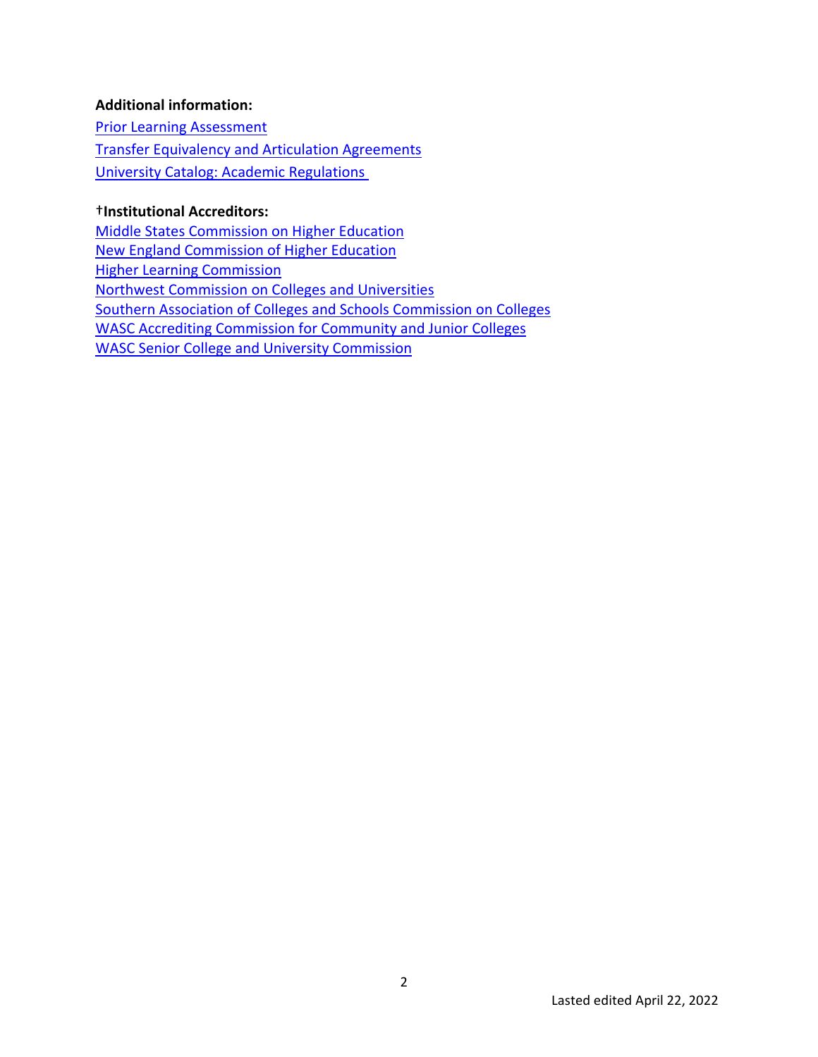**Additional information:**

[Prior Learning Assessment]
[Transfer Equivalency and Articulation Agreements]
[University Catalog: Academic Regulations]

**†Institutional Accreditors:**

[Middle States Commission on Higher Education]
[New England Commission of Higher Education]
[Higher Learning Commission]
[Northwest Commission on Colleges and Universities]
[Southern Association of Colleges and Schools Commission on Colleges]
[WASC Accrediting Commission for Community and Junior Colleges]
[WASC Senior College and University Commission]

Lasted edited April 22, 2022